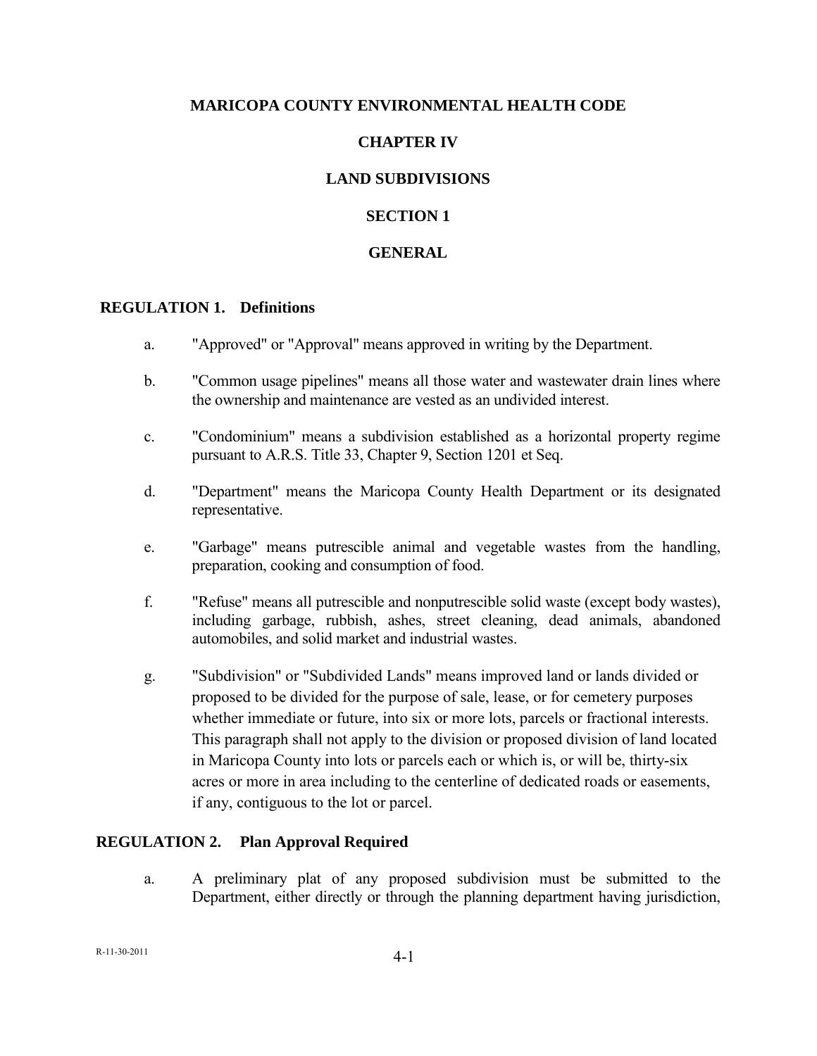# MARICOPA COUNTY ENVIRONMENTAL HEALTH CODE

# CHAPTER IV

# LAND SUBDIVISIONS

## SECTION 1

## GENERAL

### REGULATION 1. Definitions

a. "Approved" or "Approval" means approved in writing by the Department.

b. "Common usage pipelines" means all those water and wastewater drain lines where the ownership and maintenance are vested as an undivided interest.

c. "Condominium" means a subdivision established as a horizontal property regime pursuant to A.R.S. Title 33, Chapter 9, Section 1201 et Seq.

d. "Department" means the Maricopa County Health Department or its designated representative.

e. "Garbage" means putrescible animal and vegetable wastes from the handling, preparation, cooking and consumption of food.

f. "Refuse" means all putrescible and nonputrescible solid waste (except body wastes), including garbage, rubbish, ashes, street cleaning, dead animals, abandoned automobiles, and solid market and industrial wastes.

g. "Subdivision" or "Subdivided Lands" means improved land or lands divided or proposed to be divided for the purpose of sale, lease, or for cemetery purposes whether immediate or future, into six or more lots, parcels or fractional interests. This paragraph shall not apply to the division or proposed division of land located in Maricopa County into lots or parcels each or which is, or will be, thirty-six acres or more in area including to the centerline of dedicated roads or easements, if any, contiguous to the lot or parcel.

### REGULATION 2. Plan Approval Required

a. A preliminary plat of any proposed subdivision must be submitted to the Department, either directly or through the planning department having jurisdiction,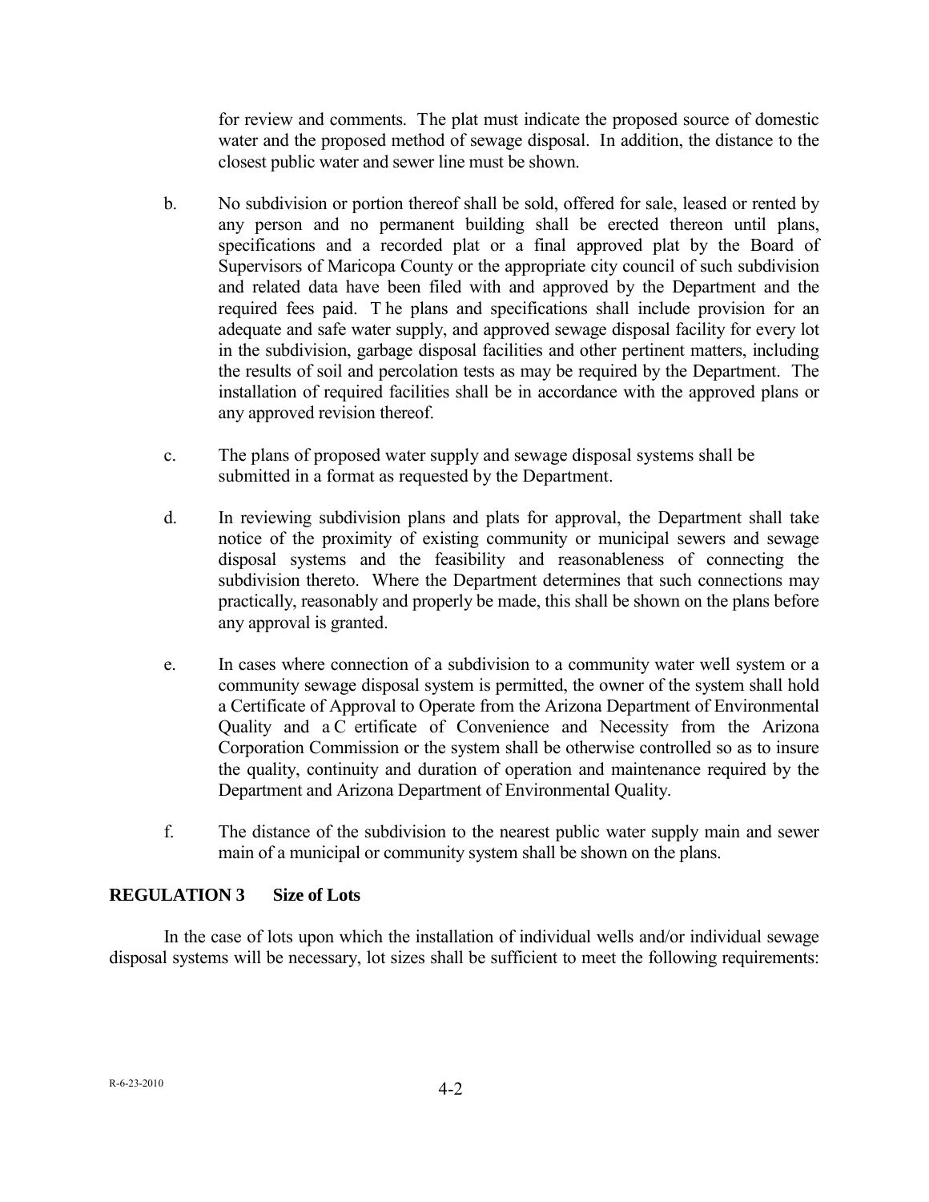for review and comments. The plat must indicate the proposed source of domestic water and the proposed method of sewage disposal. In addition, the distance to the closest public water and sewer line must be shown.

b. No subdivision or portion thereof shall be sold, offered for sale, leased or rented by any person and no permanent building shall be erected thereon until plans, specifications and a recorded plat or a final approved plat by the Board of Supervisors of Maricopa County or the appropriate city council of such subdivision and related data have been filed with and approved by the Department and the required fees paid. The plans and specifications shall include provision for an adequate and safe water supply, and approved sewage disposal facility for every lot in the subdivision, garbage disposal facilities and other pertinent matters, including the results of soil and percolation tests as may be required by the Department. The installation of required facilities shall be in accordance with the approved plans or any approved revision thereof.

c. The plans of proposed water supply and sewage disposal systems shall be submitted in a format as requested by the Department.

d. In reviewing subdivision plans and plats for approval, the Department shall take notice of the proximity of existing community or municipal sewers and sewage disposal systems and the feasibility and reasonableness of connecting the subdivision thereto. Where the Department determines that such connections may practically, reasonably and properly be made, this shall be shown on the plans before any approval is granted.

e. In cases where connection of a subdivision to a community water well system or a community sewage disposal system is permitted, the owner of the system shall hold a Certificate of Approval to Operate from the Arizona Department of Environmental Quality and a Certificate of Convenience and Necessity from the Arizona Corporation Commission or the system shall be otherwise controlled so as to insure the quality, continuity and duration of operation and maintenance required by the Department and Arizona Department of Environmental Quality.

f. The distance of the subdivision to the nearest public water supply main and sewer main of a municipal or community system shall be shown on the plans.

## REGULATION 3 Size of Lots

In the case of lots upon which the installation of individual wells and/or individual sewage disposal systems will be necessary, lot sizes shall be sufficient to meet the following requirements: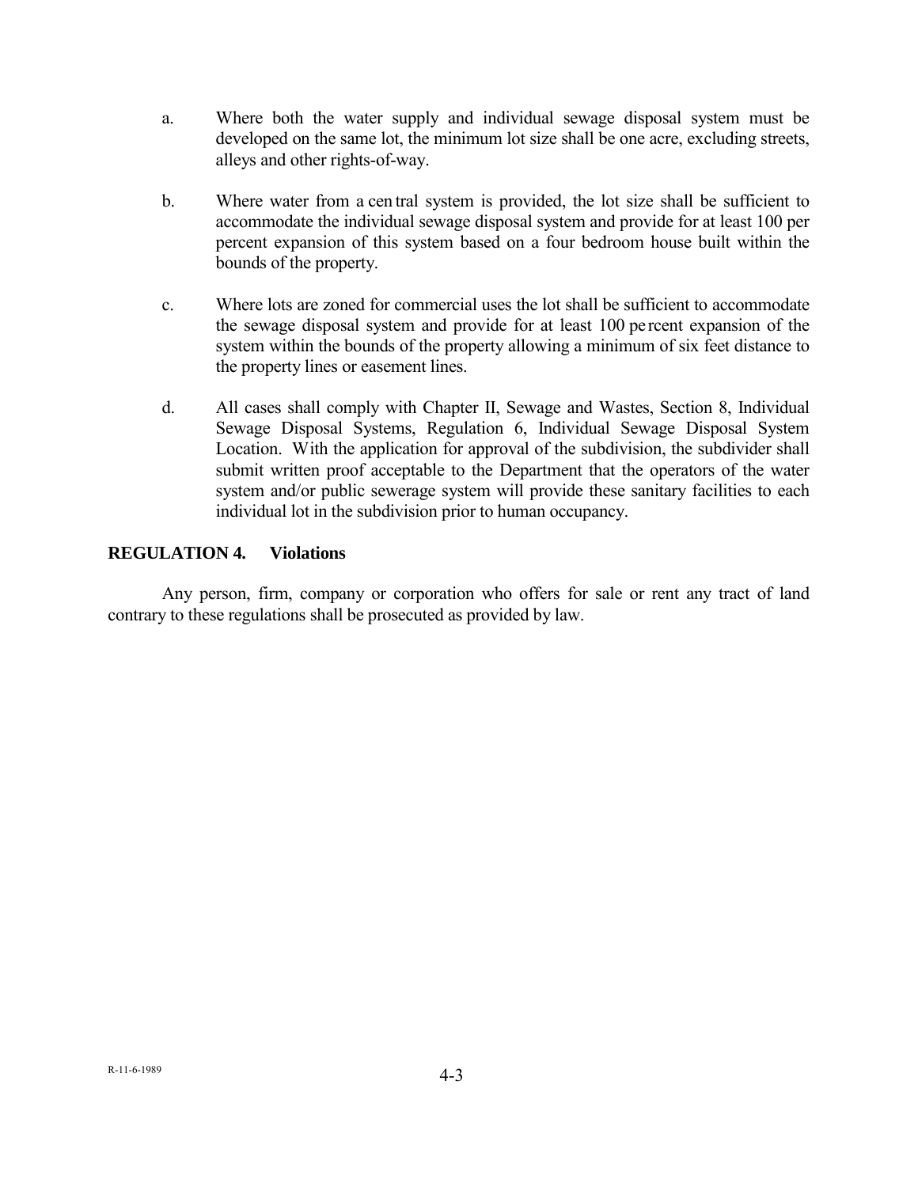a. Where both the water supply and individual sewage disposal system must be developed on the same lot, the minimum lot size shall be one acre, excluding streets, alleys and other rights-of-way.

b. Where water from a central system is provided, the lot size shall be sufficient to accommodate the individual sewage disposal system and provide for at least 100 per percent expansion of this system based on a four bedroom house built within the bounds of the property.

c. Where lots are zoned for commercial uses the lot shall be sufficient to accommodate the sewage disposal system and provide for at least 100 percent expansion of the system within the bounds of the property allowing a minimum of six feet distance to the property lines or easement lines.

d. All cases shall comply with Chapter II, Sewage and Wastes, Section 8, Individual Sewage Disposal Systems, Regulation 6, Individual Sewage Disposal System Location. With the application for approval of the subdivision, the subdivider shall submit written proof acceptable to the Department that the operators of the water system and/or public sewerage system will provide these sanitary facilities to each individual lot in the subdivision prior to human occupancy.

**REGULATION 4. Violations**

Any person, firm, company or corporation who offers for sale or rent any tract of land contrary to these regulations shall be prosecuted as provided by law.

R-11-6-1989